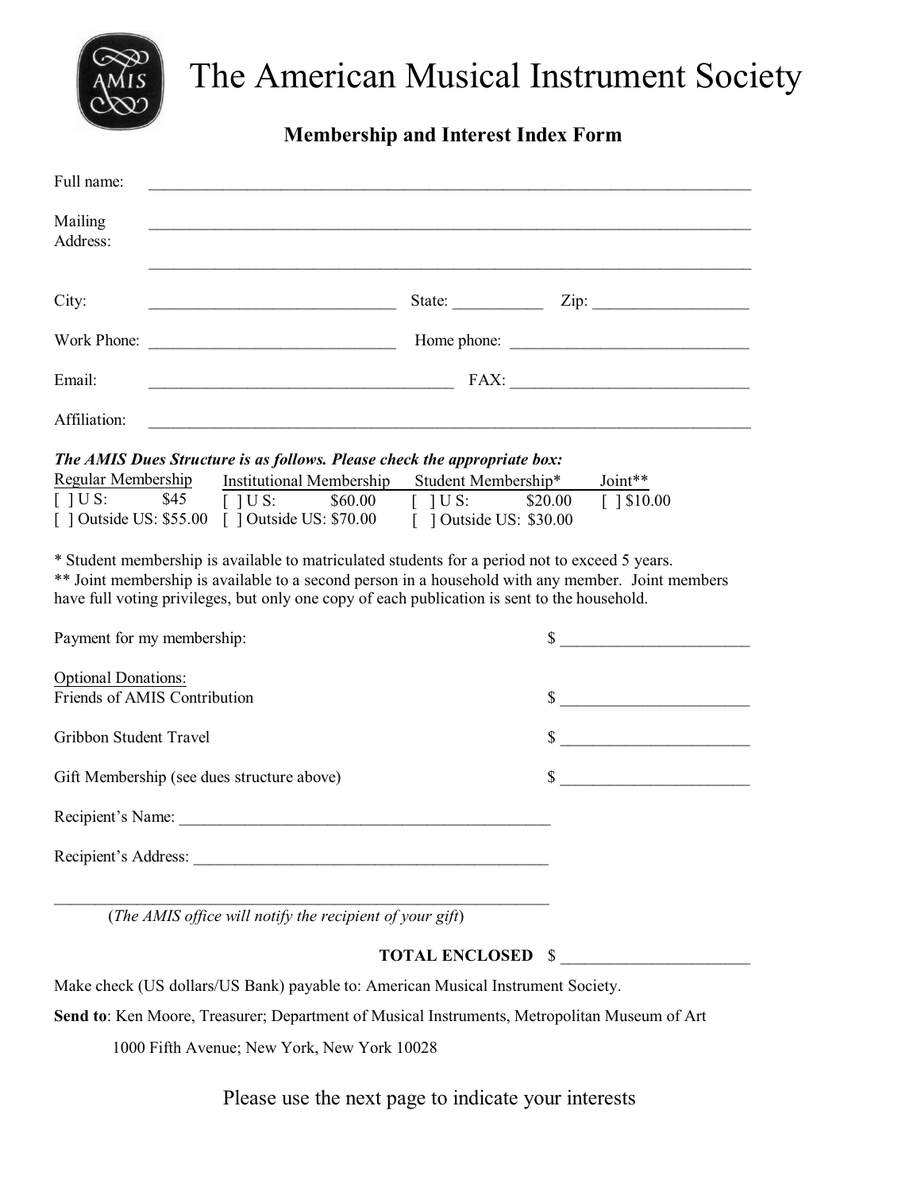# The American Musical Instrument Society

## Membership and Interest Index Form

Full name: ______________________________________________________________________

Mailing Address: ______________________________________________________________________

______________________________________________________________________

City: ______________________________ State: ___________ Zip: ___________________

Work Phone: ______________________________ Home phone: _____________________________

Email: _____________________________________ FAX: _____________________________

Affiliation: ______________________________________________________________________

***The AMIS Dues Structure is as follows. Please check the appropriate box:***

| Regular Membership | Institutional Membership | Student Membership* | Joint** |
|---|---|---|---|
| [ ] U S: $45 | [ ] U S: $60.00 | [ ] U S: $20.00 | [ ] $10.00 |
| [ ] Outside US: $55.00 | [ ] Outside US: $70.00 | [ ] Outside US: $30.00 | |

* Student membership is available to matriculated students for a period not to exceed 5 years.
** Joint membership is available to a second person in a household with any member. Joint members have full voting privileges, but only one copy of each publication is sent to the household.

Payment for my membership: $ ______________________

Optional Donations:
Friends of AMIS Contribution $ ______________________

Gribbon Student Travel $ ______________________

Gift Membership (see dues structure above) $ ______________________

Recipient's Name: _______________________________________________

Recipient's Address: ____________________________________________

_________________________________________________________________
(*The AMIS office will notify the recipient of your gift*)

**TOTAL ENCLOSED** $ ______________________

Make check (US dollars/US Bank) payable to: American Musical Instrument Society.

**Send to**: Ken Moore, Treasurer; Department of Musical Instruments, Metropolitan Museum of Art
1000 Fifth Avenue; New York, New York 10028

Please use the next page to indicate your interests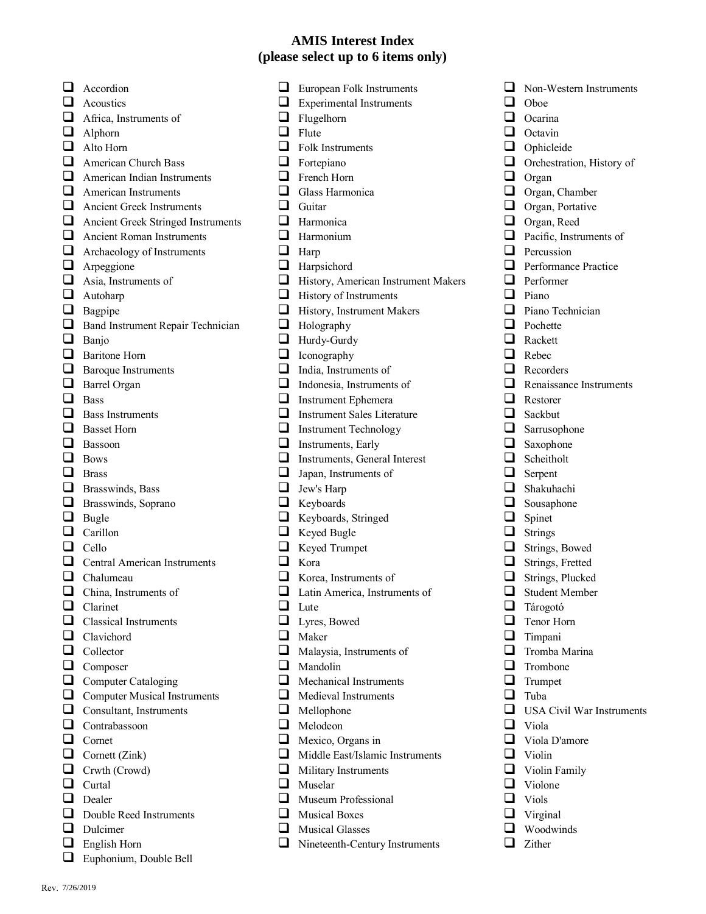# AMIS Interest Index
## (please select up to 6 items only)

- ☐ Accordion
- ☐ Acoustics
- ☐ Africa, Instruments of
- ☐ Alphorn
- ☐ Alto Horn
- ☐ American Church Bass
- ☐ American Indian Instruments
- ☐ American Instruments
- ☐ Ancient Greek Instruments
- ☐ Ancient Greek Stringed Instruments
- ☐ Ancient Roman Instruments
- ☐ Archaeology of Instruments
- ☐ Arpeggione
- ☐ Asia, Instruments of
- ☐ Autoharp
- ☐ Bagpipe
- ☐ Band Instrument Repair Technician
- ☐ Banjo
- ☐ Baritone Horn
- ☐ Baroque Instruments
- ☐ Barrel Organ
- ☐ Bass
- ☐ Bass Instruments
- ☐ Basset Horn
- ☐ Bassoon
- ☐ Bows
- ☐ Brass
- ☐ Brasswinds, Bass
- ☐ Brasswinds, Soprano
- ☐ Bugle
- ☐ Carillon
- ☐ Cello
- ☐ Central American Instruments
- ☐ Chalumeau
- ☐ China, Instruments of
- ☐ Clarinet
- ☐ Classical Instruments
- ☐ Clavichord
- ☐ Collector
- ☐ Composer
- ☐ Computer Cataloging
- ☐ Computer Musical Instruments
- ☐ Consultant, Instruments
- ☐ Contrabassoon
- ☐ Cornet
- ☐ Cornett (Zink)
- ☐ Crwth (Crowd)
- ☐ Curtal
- ☐ Dealer
- ☐ Double Reed Instruments
- ☐ Dulcimer
- ☐ English Horn
- ☐ Euphonium, Double Bell
- ☐ European Folk Instruments
- ☐ Experimental Instruments
- ☐ Flugelhorn
- ☐ Flute
- ☐ Folk Instruments
- ☐ Fortepiano
- ☐ French Horn
- ☐ Glass Harmonica
- ☐ Guitar
- ☐ Harmonica
- ☐ Harmonium
- ☐ Harp
- ☐ Harpsichord
- ☐ History, American Instrument Makers
- ☐ History of Instruments
- ☐ History, Instrument Makers
- ☐ Holography
- ☐ Hurdy-Gurdy
- ☐ Iconography
- ☐ India, Instruments of
- ☐ Indonesia, Instruments of
- ☐ Instrument Ephemera
- ☐ Instrument Sales Literature
- ☐ Instrument Technology
- ☐ Instruments, Early
- ☐ Instruments, General Interest
- ☐ Japan, Instruments of
- ☐ Jew's Harp
- ☐ Keyboards
- ☐ Keyboards, Stringed
- ☐ Keyed Bugle
- ☐ Keyed Trumpet
- ☐ Kora
- ☐ Korea, Instruments of
- ☐ Latin America, Instruments of
- ☐ Lute
- ☐ Lyres, Bowed
- ☐ Maker
- ☐ Malaysia, Instruments of
- ☐ Mandolin
- ☐ Mechanical Instruments
- ☐ Medieval Instruments
- ☐ Mellophone
- ☐ Melodeon
- ☐ Mexico, Organs in
- ☐ Middle East/Islamic Instruments
- ☐ Military Instruments
- ☐ Muselar
- ☐ Museum Professional
- ☐ Musical Boxes
- ☐ Musical Glasses
- ☐ Nineteenth-Century Instruments
- ☐ Non-Western Instruments
- ☐ Oboe
- ☐ Ocarina
- ☐ Octavin
- ☐ Ophicleide
- ☐ Orchestration, History of
- ☐ Organ
- ☐ Organ, Chamber
- ☐ Organ, Portative
- ☐ Organ, Reed
- ☐ Pacific, Instruments of
- ☐ Percussion
- ☐ Performance Practice
- ☐ Performer
- ☐ Piano
- ☐ Piano Technician
- ☐ Pochette
- ☐ Rackett
- ☐ Rebec
- ☐ Recorders
- ☐ Renaissance Instruments
- ☐ Restorer
- ☐ Sackbut
- ☐ Sarrusophone
- ☐ Saxophone
- ☐ Scheitholt
- ☐ Serpent
- ☐ Shakuhachi
- ☐ Sousaphone
- ☐ Spinet
- ☐ Strings
- ☐ Strings, Bowed
- ☐ Strings, Fretted
- ☐ Strings, Plucked
- ☐ Student Member
- ☐ Tárogotó
- ☐ Tenor Horn
- ☐ Timpani
- ☐ Tromba Marina
- ☐ Trombone
- ☐ Trumpet
- ☐ Tuba
- ☐ USA Civil War Instruments
- ☐ Viola
- ☐ Viola D'amore
- ☐ Violin
- ☐ Violin Family
- ☐ Violone
- ☐ Viols
- ☐ Virginal
- ☐ Woodwinds
- ☐ Zither

Rev. 7/26/2019